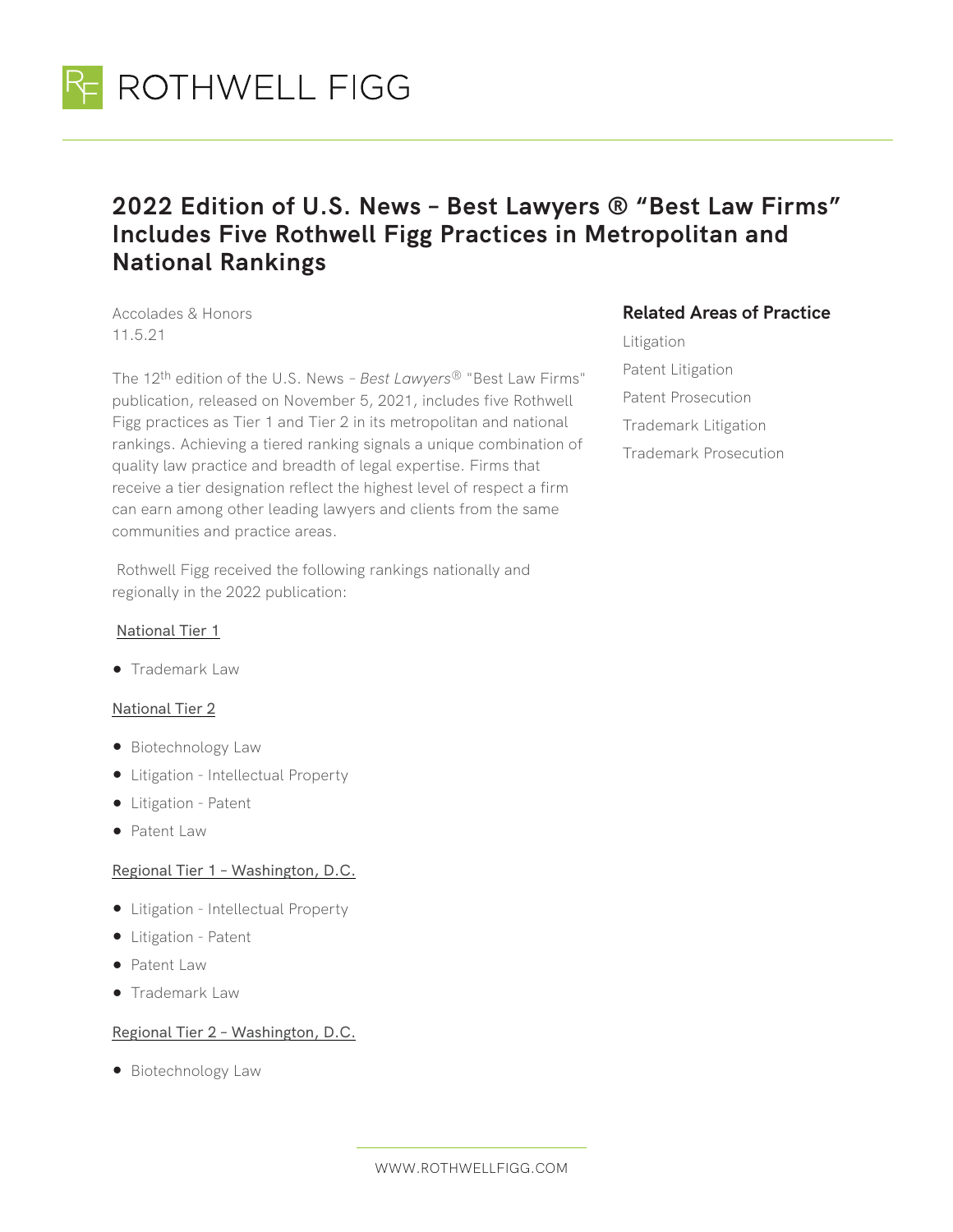# 2022 Edition of U.S. News – Best Lawyers ® "Best Law Firms" Includes Five Rothwell Figg Practices in Metropolitan and National Rankings

Accolades & Honors
11.5.21

The 12th edition of the U.S. News – *Best Lawyers®* "Best Law Firms" publication, released on November 5, 2021, includes five Rothwell Figg practices as Tier 1 and Tier 2 in its metropolitan and national rankings. Achieving a tiered ranking signals a unique combination of quality law practice and breadth of legal expertise. Firms that receive a tier designation reflect the highest level of respect a firm can earn among other leading lawyers and clients from the same communities and practice areas.

Rothwell Figg received the following rankings nationally and regionally in the 2022 publication:

National Tier 1

- Trademark Law

National Tier 2

- Biotechnology Law
- Litigation - Intellectual Property
- Litigation - Patent
- Patent Law

Regional Tier 1 – Washington, D.C.

- Litigation - Intellectual Property
- Litigation - Patent
- Patent Law
- Trademark Law

Regional Tier 2 – Washington, D.C.

- Biotechnology Law

## Related Areas of Practice

Litigation

Patent Litigation

Patent Prosecution

Trademark Litigation

Trademark Prosecution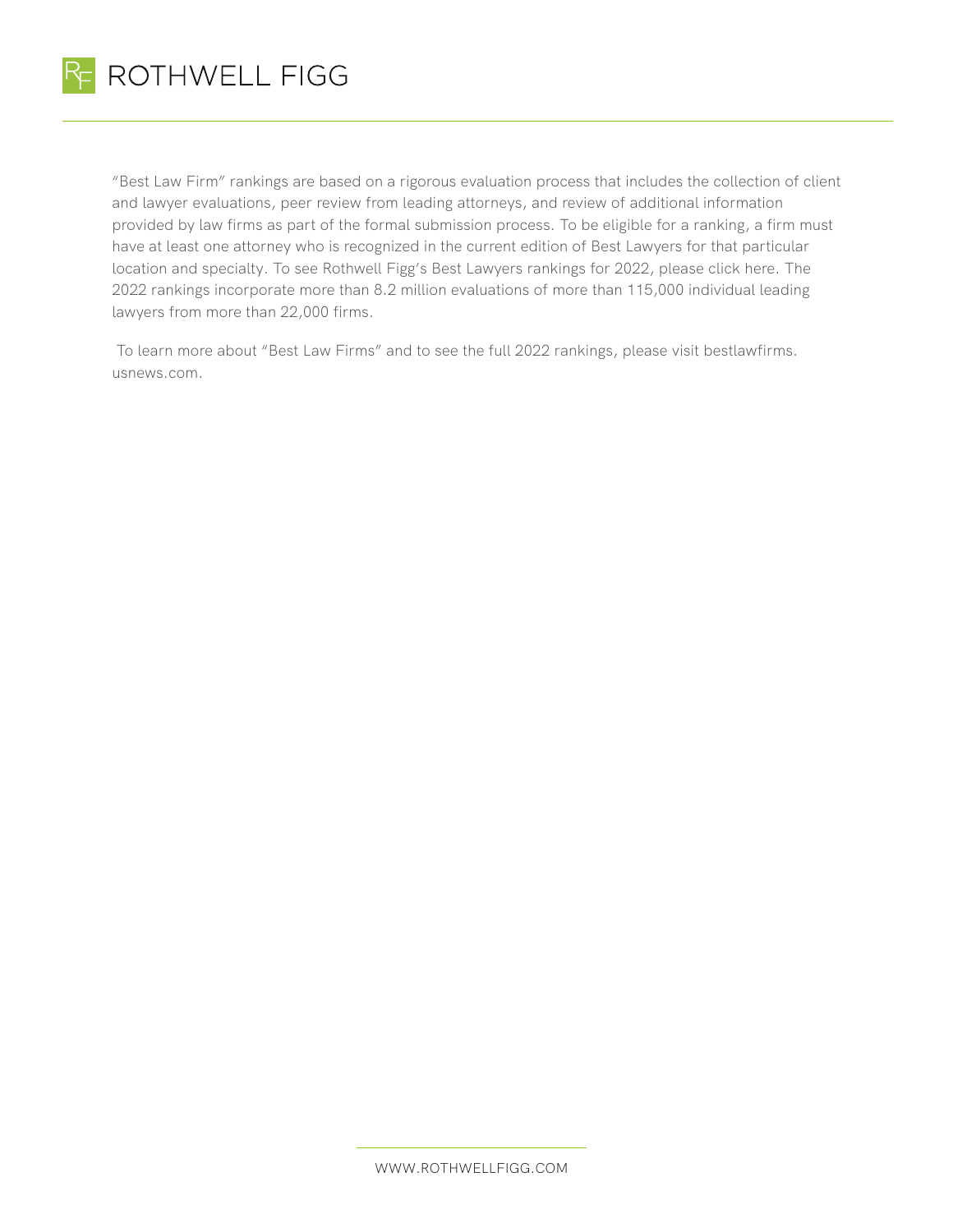"Best Law Firm" rankings are based on a rigorous evaluation process that includes the collection of client and lawyer evaluations, peer review from leading attorneys, and review of additional information provided by law firms as part of the formal submission process. To be eligible for a ranking, a firm must have at least one attorney who is recognized in the current edition of Best Lawyers for that particular location and specialty. To see Rothwell Figg's Best Lawyers rankings for 2022, please click here. The 2022 rankings incorporate more than 8.2 million evaluations of more than 115,000 individual leading lawyers from more than 22,000 firms.

To learn more about "Best Law Firms" and to see the full 2022 rankings, please visit bestlawfirms.usnews.com.